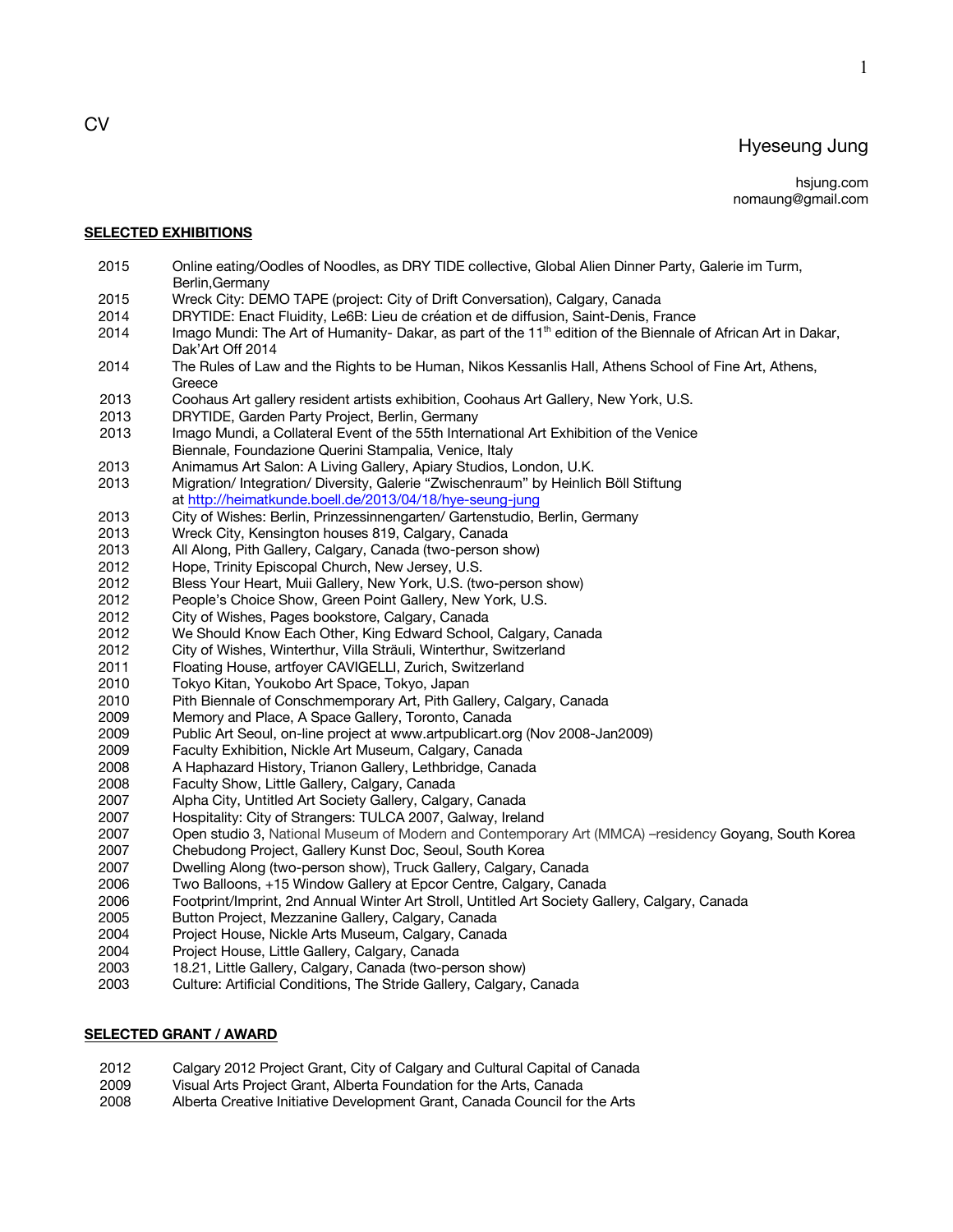CV

# Hyeseung Jung

hsjung.com
nomaung@gmail.com

## SELECTED EXHIBITIONS

| | |
|---|---|
| 2015 | Online eating/Oodles of Noodles, as DRY TIDE collective, Global Alien Dinner Party, Galerie im Turm, Berlin,Germany |
| 2015 | Wreck City: DEMO TAPE (project: City of Drift Conversation), Calgary, Canada |
| 2014 | DRYTIDE: Enact Fluidity, Le6B: Lieu de création et de diffusion, Saint-Denis, France |
| 2014 | Imago Mundi: The Art of Humanity- Dakar, as part of the 11th edition of the Biennale of African Art in Dakar, Dak'Art Off 2014 |
| 2014 | The Rules of Law and the Rights to be Human, Nikos Kessanlis Hall, Athens School of Fine Art, Athens, Greece |
| 2013 | Coohaus Art gallery resident artists exhibition, Coohaus Art Gallery, New York, U.S. |
| 2013 | DRYTIDE, Garden Party Project, Berlin, Germany |
| 2013 | Imago Mundi, a Collateral Event of the 55th International Art Exhibition of the Venice Biennale, Foundazone Querini Stampalia, Venice, Italy |
| 2013 | Animamus Art Salon: A Living Gallery, Apiary Studios, London, U.K. |
| 2013 | Migration/ Integration/ Diversity, Galerie "Zwischenraum" by Heinlich Böll Stiftung at http://heimatkunde.boell.de/2013/04/18/hye-seung-jung |
| 2013 | City of Wishes: Berlin, Prinzessinnengarten/ Gartenstudio, Berlin, Germany |
| 2013 | Wreck City, Kensington houses 819, Calgary, Canada |
| 2013 | All Along, Pith Gallery, Calgary, Canada (two-person show) |
| 2012 | Hope, Trinity Episcopal Church, New Jersey, U.S. |
| 2012 | Bless Your Heart, Muii Gallery, New York, U.S. (two-person show) |
| 2012 | People's Choice Show, Green Point Gallery, New York, U.S. |
| 2012 | City of Wishes, Pages bookstore, Calgary, Canada |
| 2012 | We Should Know Each Other, King Edward School, Calgary, Canada |
| 2012 | City of Wishes, Winterthur, Villa Sträuli, Winterthur, Switzerland |
| 2011 | Floating House, artfoyer CAVIGELLI, Zurich, Switzerland |
| 2010 | Tokyo Kitan, Youkobo Art Space, Tokyo, Japan |
| 2010 | Pith Biennale of Conschmemporary Art, Pith Gallery, Calgary, Canada |
| 2009 | Memory and Place, A Space Gallery, Toronto, Canada |
| 2009 | Public Art Seoul, on-line project at www.artpublicart.org (Nov 2008-Jan2009) |
| 2009 | Faculty Exhibition, Nickle Art Museum, Calgary, Canada |
| 2008 | A Haphazard History, Trianon Gallery, Lethbridge, Canada |
| 2008 | Faculty Show, Little Gallery, Calgary, Canada |
| 2007 | Alpha City, Untitled Art Society Gallery, Calgary, Canada |
| 2007 | Hospitality: City of Strangers: TULCA 2007, Galway, Ireland |
| 2007 | Open studio 3, National Museum of Modern and Contemporary Art (MMCA) –residency Goyang, South Korea |
| 2007 | Chebudong Project, Gallery Kunst Doc, Seoul, South Korea |
| 2007 | Dwelling Along (two-person show), Truck Gallery, Calgary, Canada |
| 2006 | Two Balloons, +15 Window Gallery at Epcor Centre, Calgary, Canada |
| 2006 | Footprint/Imprint, 2nd Annual Winter Art Stroll, Untitled Art Society Gallery, Calgary, Canada |
| 2005 | Button Project, Mezzanine Gallery, Calgary, Canada |
| 2004 | Project House, Nickle Arts Museum, Calgary, Canada |
| 2004 | Project House, Little Gallery, Calgary, Canada |
| 2003 | 18.21, Little Gallery, Calgary, Canada (two-person show) |
| 2003 | Culture: Artificial Conditions, The Stride Gallery, Calgary, Canada |

## SELECTED GRANT / AWARD

| | |
|---|---|
| 2012 | Calgary 2012 Project Grant, City of Calgary and Cultural Capital of Canada |
| 2009 | Visual Arts Project Grant, Alberta Foundation for the Arts, Canada |
| 2008 | Alberta Creative Initiative Development Grant, Canada Council for the Arts |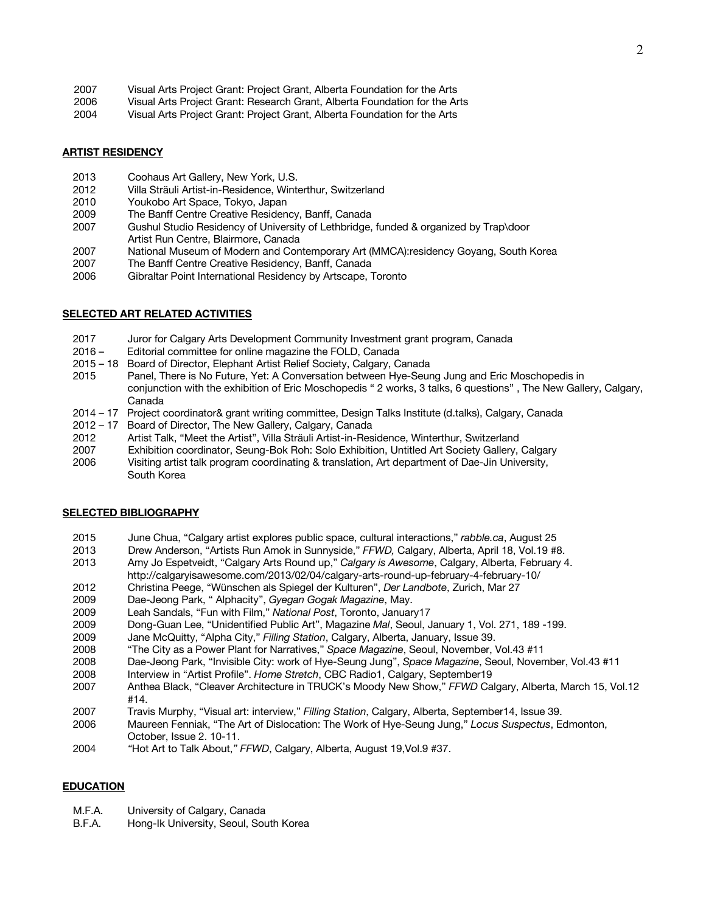2007 Visual Arts Project Grant: Project Grant, Alberta Foundation for the Arts
2006 Visual Arts Project Grant: Research Grant, Alberta Foundation for the Arts
2004 Visual Arts Project Grant: Project Grant, Alberta Foundation for the Arts

## ARTIST RESIDENCY

2013 Coohaus Art Gallery, New York, U.S.
2012 Villa Sträuli Artist-in-Residence, Winterthur, Switzerland
2010 Youkobo Art Space, Tokyo, Japan
2009 The Banff Centre Creative Residency, Banff, Canada
2007 Gushul Studio Residency of University of Lethbridge, funded & organized by Trap\door Artist Run Centre, Blairmore, Canada
2007 National Museum of Modern and Contemporary Art (MMCA):residency Goyang, South Korea
2007 The Banff Centre Creative Residency, Banff, Canada
2006 Gibraltar Point International Residency by Artscape, Toronto

## SELECTED ART RELATED ACTIVITIES

2017 Juror for Calgary Arts Development Community Investment grant program, Canada
2016 – Editorial committee for online magazine the FOLD, Canada
2015 – 18 Board of Director, Elephant Artist Relief Society, Calgary, Canada
2015 Panel, There is No Future, Yet: A Conversation between Hye-Seung Jung and Eric Moschopedis in conjunction with the exhibition of Eric Moschopedis " 2 works, 3 talks, 6 questions" , The New Gallery, Calgary, Canada
2014 – 17 Project coordinator& grant writing committee, Design Talks Institute (d.talks), Calgary, Canada
2012 – 17 Board of Director, The New Gallery, Calgary, Canada
2012 Artist Talk, "Meet the Artist", Villa Sträuli Artist-in-Residence, Winterthur, Switzerland
2007 Exhibition coordinator, Seung-Bok Roh: Solo Exhibition, Untitled Art Society Gallery, Calgary
2006 Visiting artist talk program coordinating & translation, Art department of Dae-Jin University, South Korea

## SELECTED BIBLIOGRAPHY

2015 June Chua, "Calgary artist explores public space, cultural interactions," *rabble.ca*, August 25
2013 Drew Anderson, "Artists Run Amok in Sunnyside," *FFWD,* Calgary, Alberta, April 18, Vol.19 #8.
2013 Amy Jo Espetveidt, "Calgary Arts Round up," *Calgary is Awesome*, Calgary, Alberta, February 4. http://calgaryisawesome.com/2013/02/04/calgary-arts-round-up-february-4-february-10/
2012 Christina Peege, "Wünschen als Spiegel der Kulturen", *Der Landbote*, Zurich, Mar 27
2009 Dae-Jeong Park, " Alphacity", *Gyegan Gogak Magazine*, May.
2009 Leah Sandals, "Fun with Film," *National Post*, Toronto, January17
2009 Dong-Guan Lee, "Unidentified Public Art", Magazine *Mal*, Seoul, January 1, Vol. 271, 189 -199.
2009 Jane McQuitty, "Alpha City," *Filling Station*, Calgary, Alberta, January, Issue 39.
2008 "The City as a Power Plant for Narratives," *Space Magazine*, Seoul, November, Vol.43 #11
2008 Dae-Jeong Park, "Invisible City: work of Hye-Seung Jung", *Space Magazine*, Seoul, November, Vol.43 #11
2008 Interview in "Artist Profile". *Home Stretch*, CBC Radio1, Calgary, September19
2007 Anthea Black, "Cleaver Architecture in TRUCK's Moody New Show," *FFWD* Calgary, Alberta, March 15, Vol.12 #14.
2007 Travis Murphy, "Visual art: interview," *Filling Station*, Calgary, Alberta, September14, Issue 39.
2006 Maureen Fenniak, "The Art of Dislocation: The Work of Hye-Seung Jung," *Locus Suspectus*, Edmonton, October, Issue 2. 10-11.
2004 *"Hot Art to Talk About," FFWD*, Calgary, Alberta, August 19,Vol.9 #37.

## EDUCATION

M.F.A. University of Calgary, Canada
B.F.A. Hong-Ik University, Seoul, South Korea